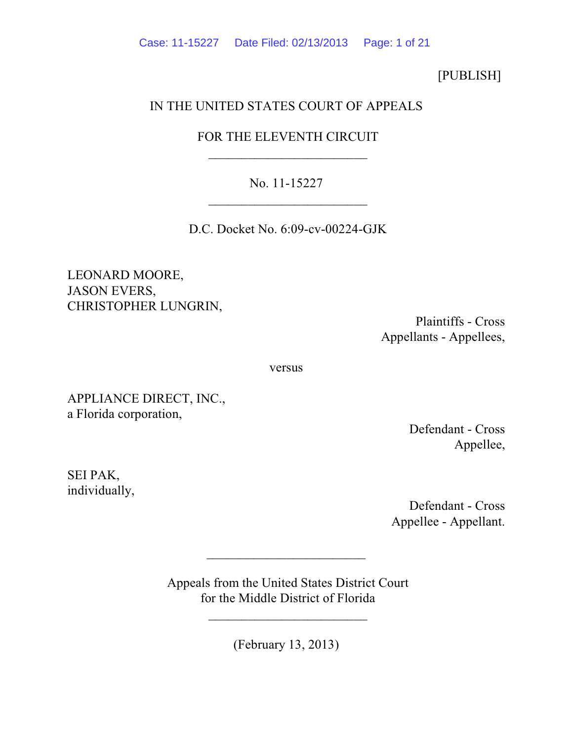[PUBLISH]

IN THE UNITED STATES COURT OF APPEALS

FOR THE ELEVENTH CIRCUIT

________________________

No. 11-15227

________________________

D.C. Docket No. 6:09-cv-00224-GJK

LEONARD MOORE,
JASON EVERS,
CHRISTOPHER LUNGRIN,

Plaintiffs - Cross Appellants - Appellees,

versus

APPLIANCE DIRECT, INC.,
a Florida corporation,

Defendant - Cross Appellee,

SEI PAK,
individually,

Defendant - Cross Appellee - Appellant.

________________________

Appeals from the United States District Court
for the Middle District of Florida

________________________

(February 13, 2013)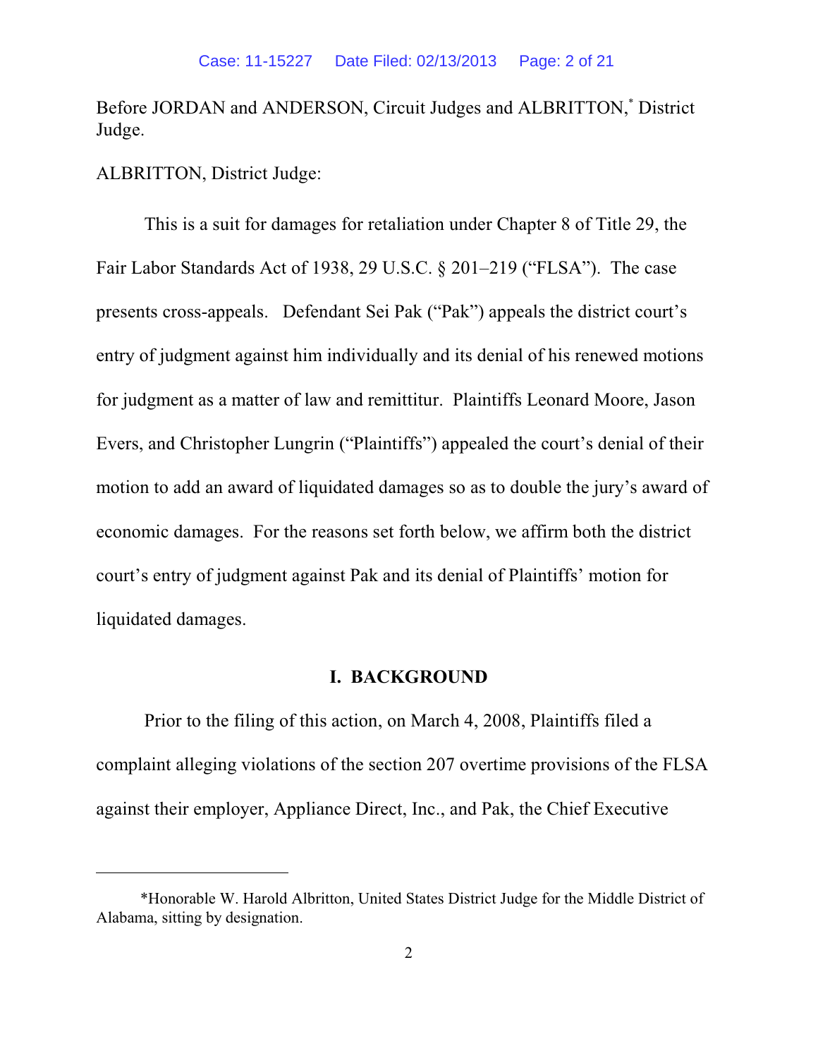Before JORDAN and ANDERSON, Circuit Judges and ALBRITTON,* District Judge.

ALBRITTON, District Judge:

This is a suit for damages for retaliation under Chapter 8 of Title 29, the Fair Labor Standards Act of 1938, 29 U.S.C. § 201–219 ("FLSA"). The case presents cross-appeals. Defendant Sei Pak ("Pak") appeals the district court's entry of judgment against him individually and its denial of his renewed motions for judgment as a matter of law and remittitur. Plaintiffs Leonard Moore, Jason Evers, and Christopher Lungrin ("Plaintiffs") appealed the court's denial of their motion to add an award of liquidated damages so as to double the jury's award of economic damages. For the reasons set forth below, we affirm both the district court's entry of judgment against Pak and its denial of Plaintiffs' motion for liquidated damages.

## I. BACKGROUND

Prior to the filing of this action, on March 4, 2008, Plaintiffs filed a complaint alleging violations of the section 207 overtime provisions of the FLSA against their employer, Appliance Direct, Inc., and Pak, the Chief Executive

---

*Honorable W. Harold Albritton, United States District Judge for the Middle District of Alabama, sitting by designation.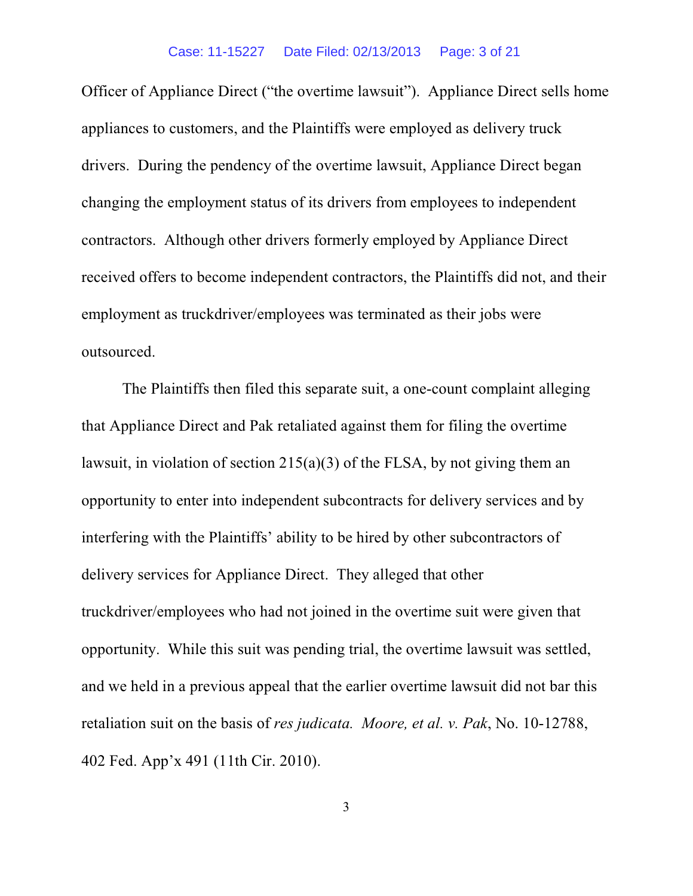Officer of Appliance Direct ("the overtime lawsuit"). Appliance Direct sells home appliances to customers, and the Plaintiffs were employed as delivery truck drivers. During the pendency of the overtime lawsuit, Appliance Direct began changing the employment status of its drivers from employees to independent contractors. Although other drivers formerly employed by Appliance Direct received offers to become independent contractors, the Plaintiffs did not, and their employment as truckdriver/employees was terminated as their jobs were outsourced.

The Plaintiffs then filed this separate suit, a one-count complaint alleging that Appliance Direct and Pak retaliated against them for filing the overtime lawsuit, in violation of section 215(a)(3) of the FLSA, by not giving them an opportunity to enter into independent subcontracts for delivery services and by interfering with the Plaintiffs' ability to be hired by other subcontractors of delivery services for Appliance Direct. They alleged that other truckdriver/employees who had not joined in the overtime suit were given that opportunity. While this suit was pending trial, the overtime lawsuit was settled, and we held in a previous appeal that the earlier overtime lawsuit did not bar this retaliation suit on the basis of *res judicata. Moore, et al. v. Pak*, No. 10-12788, 402 Fed. App'x 491 (11th Cir. 2010).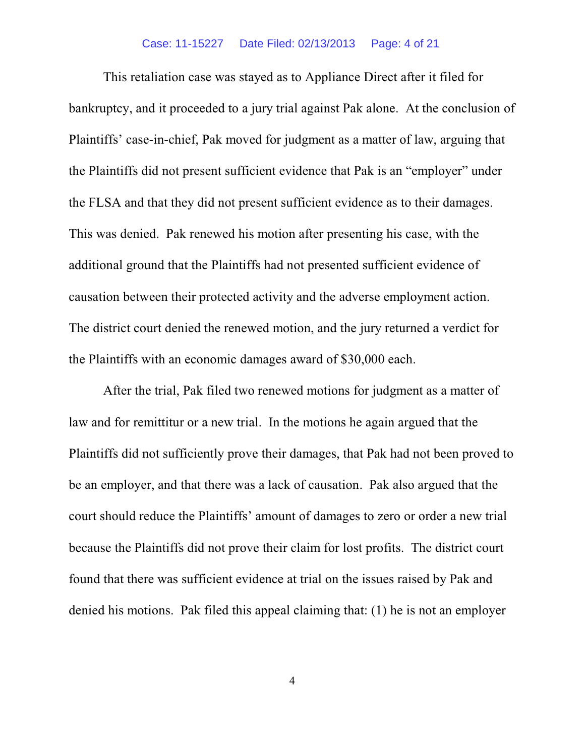This retaliation case was stayed as to Appliance Direct after it filed for bankruptcy, and it proceeded to a jury trial against Pak alone. At the conclusion of Plaintiffs' case-in-chief, Pak moved for judgment as a matter of law, arguing that the Plaintiffs did not present sufficient evidence that Pak is an "employer" under the FLSA and that they did not present sufficient evidence as to their damages. This was denied. Pak renewed his motion after presenting his case, with the additional ground that the Plaintiffs had not presented sufficient evidence of causation between their protected activity and the adverse employment action. The district court denied the renewed motion, and the jury returned a verdict for the Plaintiffs with an economic damages award of $30,000 each.

After the trial, Pak filed two renewed motions for judgment as a matter of law and for remittitur or a new trial. In the motions he again argued that the Plaintiffs did not sufficiently prove their damages, that Pak had not been proved to be an employer, and that there was a lack of causation. Pak also argued that the court should reduce the Plaintiffs' amount of damages to zero or order a new trial because the Plaintiffs did not prove their claim for lost profits. The district court found that there was sufficient evidence at trial on the issues raised by Pak and denied his motions. Pak filed this appeal claiming that: (1) he is not an employer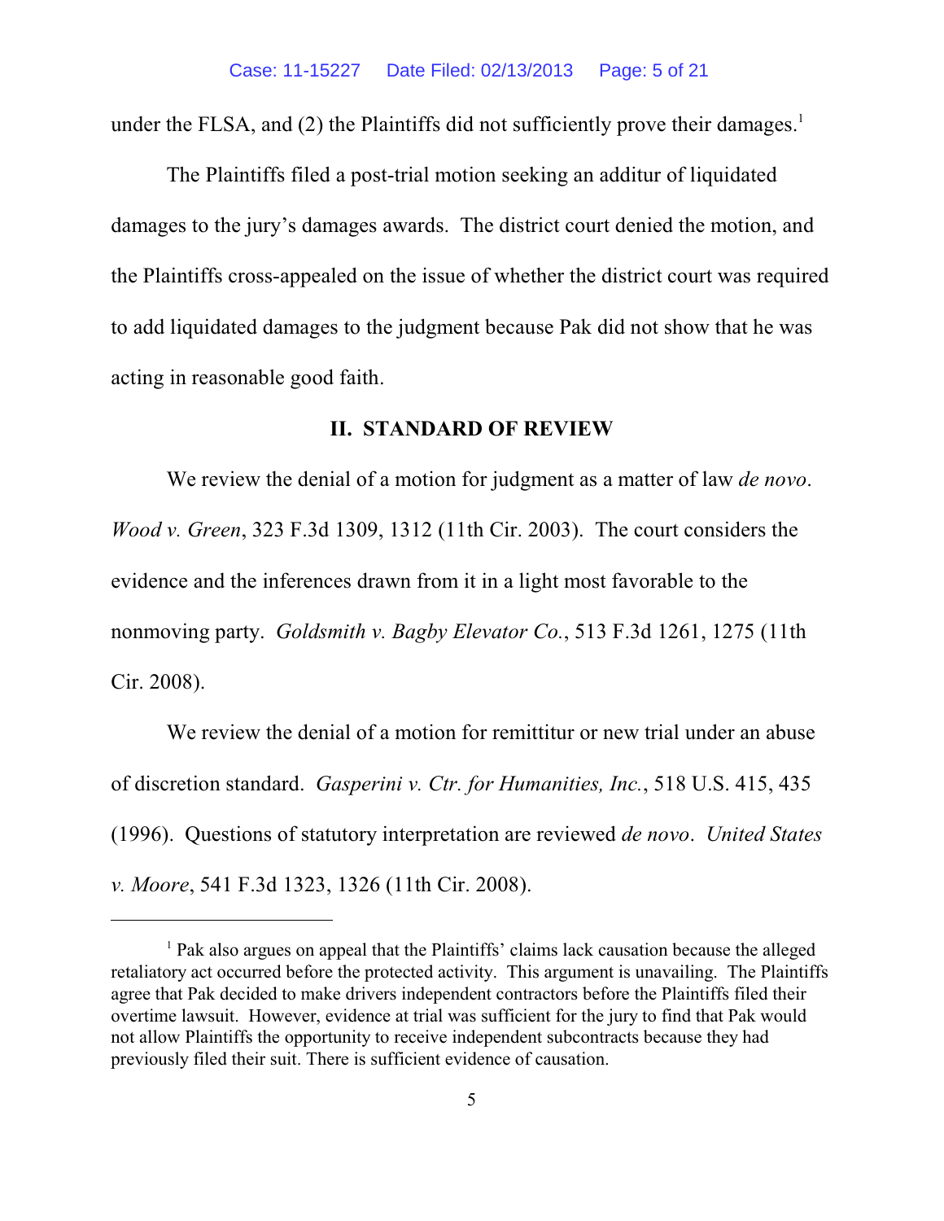under the FLSA, and (2) the Plaintiffs did not sufficiently prove their damages.[1]

The Plaintiffs filed a post-trial motion seeking an additur of liquidated damages to the jury's damages awards. The district court denied the motion, and the Plaintiffs cross-appealed on the issue of whether the district court was required to add liquidated damages to the judgment because Pak did not show that he was acting in reasonable good faith.

## II. STANDARD OF REVIEW

We review the denial of a motion for judgment as a matter of law *de novo*. *Wood v. Green*, 323 F.3d 1309, 1312 (11th Cir. 2003). The court considers the evidence and the inferences drawn from it in a light most favorable to the nonmoving party. *Goldsmith v. Bagby Elevator Co.*, 513 F.3d 1261, 1275 (11th Cir. 2008).

We review the denial of a motion for remittitur or new trial under an abuse of discretion standard. *Gasperini v. Ctr. for Humanities, Inc.*, 518 U.S. 415, 435 (1996). Questions of statutory interpretation are reviewed *de novo*. *United States v. Moore*, 541 F.3d 1323, 1326 (11th Cir. 2008).

---

[1] Pak also argues on appeal that the Plaintiffs' claims lack causation because the alleged retaliatory act occurred before the protected activity. This argument is unavailing. The Plaintiffs agree that Pak decided to make drivers independent contractors before the Plaintiffs filed their overtime lawsuit. However, evidence at trial was sufficient for the jury to find that Pak would not allow Plaintiffs the opportunity to receive independent subcontracts because they had previously filed their suit. There is sufficient evidence of causation.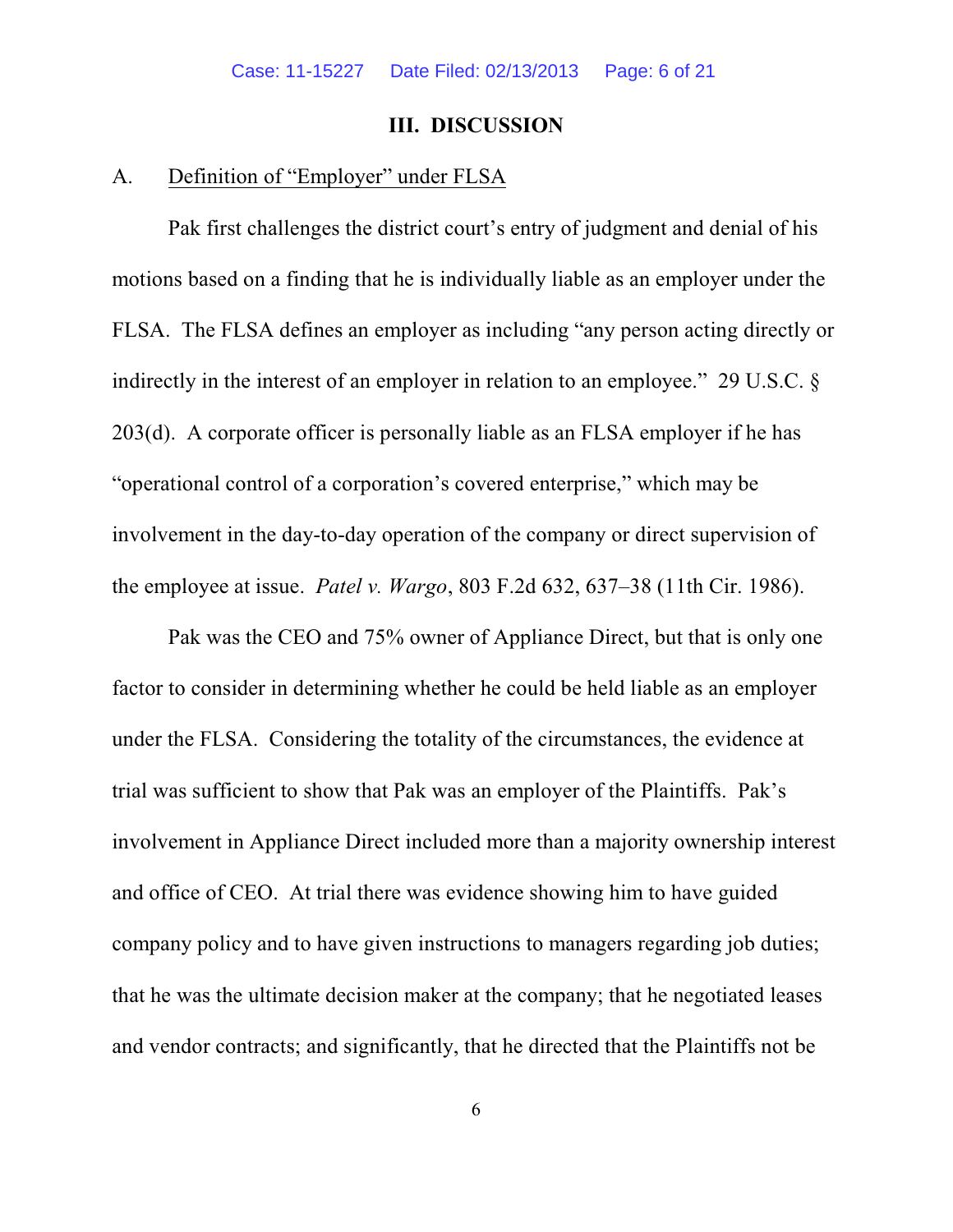## III. DISCUSSION

A. <u>Definition of "Employer" under FLSA</u>

Pak first challenges the district court's entry of judgment and denial of his motions based on a finding that he is individually liable as an employer under the FLSA. The FLSA defines an employer as including "any person acting directly or indirectly in the interest of an employer in relation to an employee." 29 U.S.C. § 203(d). A corporate officer is personally liable as an FLSA employer if he has "operational control of a corporation's covered enterprise," which may be involvement in the day-to-day operation of the company or direct supervision of the employee at issue. *Patel v. Wargo*, 803 F.2d 632, 637–38 (11th Cir. 1986).

Pak was the CEO and 75% owner of Appliance Direct, but that is only one factor to consider in determining whether he could be held liable as an employer under the FLSA. Considering the totality of the circumstances, the evidence at trial was sufficient to show that Pak was an employer of the Plaintiffs. Pak's involvement in Appliance Direct included more than a majority ownership interest and office of CEO. At trial there was evidence showing him to have guided company policy and to have given instructions to managers regarding job duties; that he was the ultimate decision maker at the company; that he negotiated leases and vendor contracts; and significantly, that he directed that the Plaintiffs not be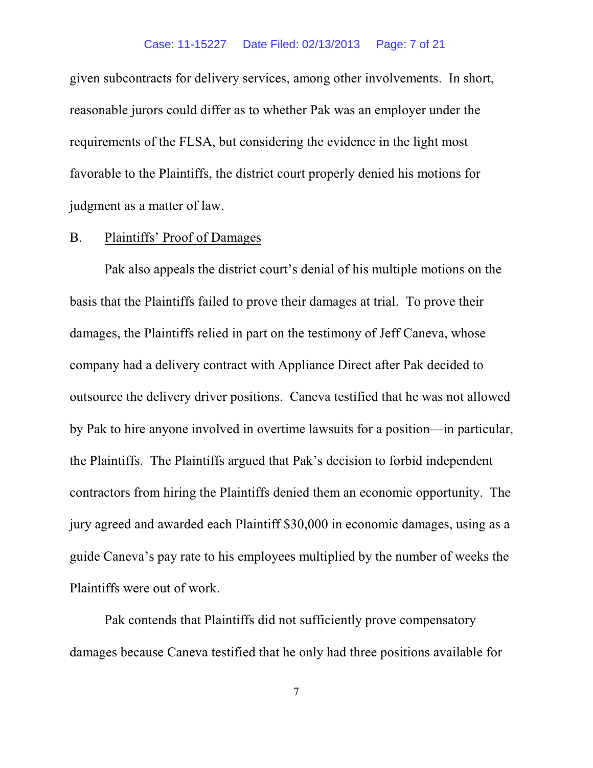given subcontracts for delivery services, among other involvements. In short, reasonable jurors could differ as to whether Pak was an employer under the requirements of the FLSA, but considering the evidence in the light most favorable to the Plaintiffs, the district court properly denied his motions for judgment as a matter of law.

B. Plaintiffs' Proof of Damages

Pak also appeals the district court's denial of his multiple motions on the basis that the Plaintiffs failed to prove their damages at trial. To prove their damages, the Plaintiffs relied in part on the testimony of Jeff Caneva, whose company had a delivery contract with Appliance Direct after Pak decided to outsource the delivery driver positions. Caneva testified that he was not allowed by Pak to hire anyone involved in overtime lawsuits for a position—in particular, the Plaintiffs. The Plaintiffs argued that Pak's decision to forbid independent contractors from hiring the Plaintiffs denied them an economic opportunity. The jury agreed and awarded each Plaintiff $30,000 in economic damages, using as a guide Caneva's pay rate to his employees multiplied by the number of weeks the Plaintiffs were out of work.

Pak contends that Plaintiffs did not sufficiently prove compensatory damages because Caneva testified that he only had three positions available for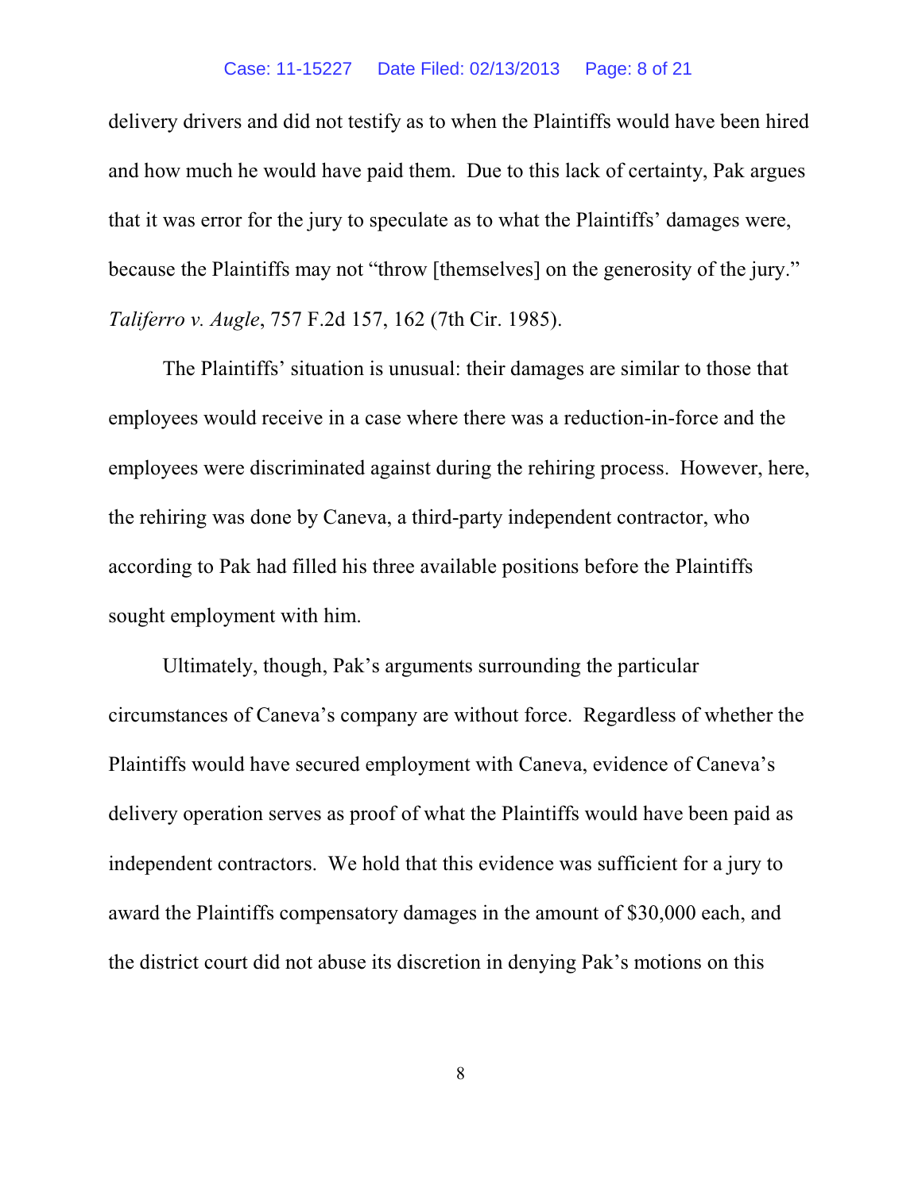delivery drivers and did not testify as to when the Plaintiffs would have been hired and how much he would have paid them. Due to this lack of certainty, Pak argues that it was error for the jury to speculate as to what the Plaintiffs' damages were, because the Plaintiffs may not "throw [themselves] on the generosity of the jury." *Taliferro v. Augle*, 757 F.2d 157, 162 (7th Cir. 1985).

The Plaintiffs' situation is unusual: their damages are similar to those that employees would receive in a case where there was a reduction-in-force and the employees were discriminated against during the rehiring process. However, here, the rehiring was done by Caneva, a third-party independent contractor, who according to Pak had filled his three available positions before the Plaintiffs sought employment with him.

Ultimately, though, Pak's arguments surrounding the particular circumstances of Caneva's company are without force. Regardless of whether the Plaintiffs would have secured employment with Caneva, evidence of Caneva's delivery operation serves as proof of what the Plaintiffs would have been paid as independent contractors. We hold that this evidence was sufficient for a jury to award the Plaintiffs compensatory damages in the amount of $30,000 each, and the district court did not abuse its discretion in denying Pak's motions on this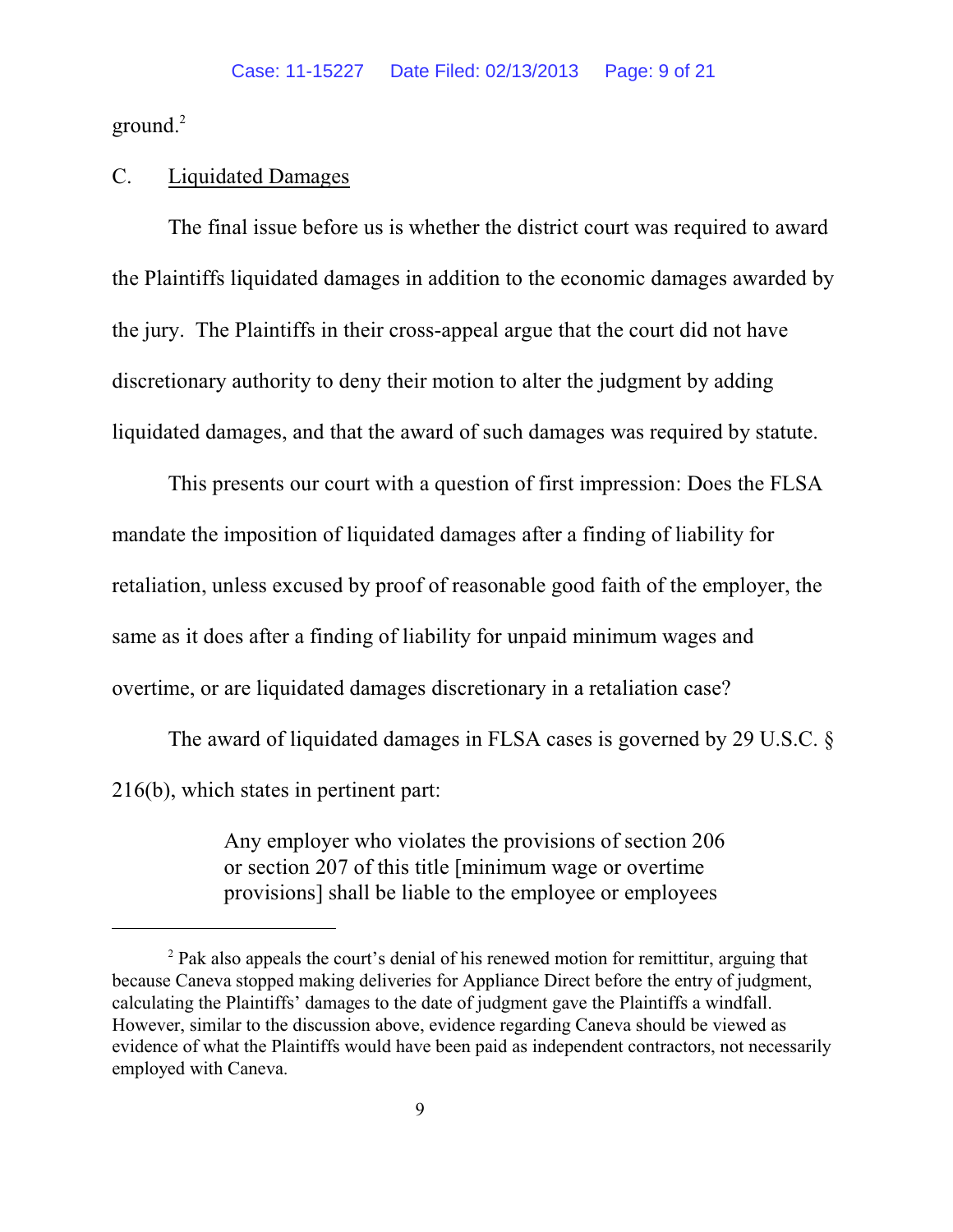ground.[2]

C. Liquidated Damages

The final issue before us is whether the district court was required to award the Plaintiffs liquidated damages in addition to the economic damages awarded by the jury. The Plaintiffs in their cross-appeal argue that the court did not have discretionary authority to deny their motion to alter the judgment by adding liquidated damages, and that the award of such damages was required by statute.

This presents our court with a question of first impression: Does the FLSA mandate the imposition of liquidated damages after a finding of liability for retaliation, unless excused by proof of reasonable good faith of the employer, the same as it does after a finding of liability for unpaid minimum wages and overtime, or are liquidated damages discretionary in a retaliation case?

The award of liquidated damages in FLSA cases is governed by 29 U.S.C. § 216(b), which states in pertinent part:

> Any employer who violates the provisions of section 206 or section 207 of this title [minimum wage or overtime provisions] shall be liable to the employee or employees

[2] Pak also appeals the court's denial of his renewed motion for remittitur, arguing that because Caneva stopped making deliveries for Appliance Direct before the entry of judgment, calculating the Plaintiffs' damages to the date of judgment gave the Plaintiffs a windfall. However, similar to the discussion above, evidence regarding Caneva should be viewed as evidence of what the Plaintiffs would have been paid as independent contractors, not necessarily employed with Caneva.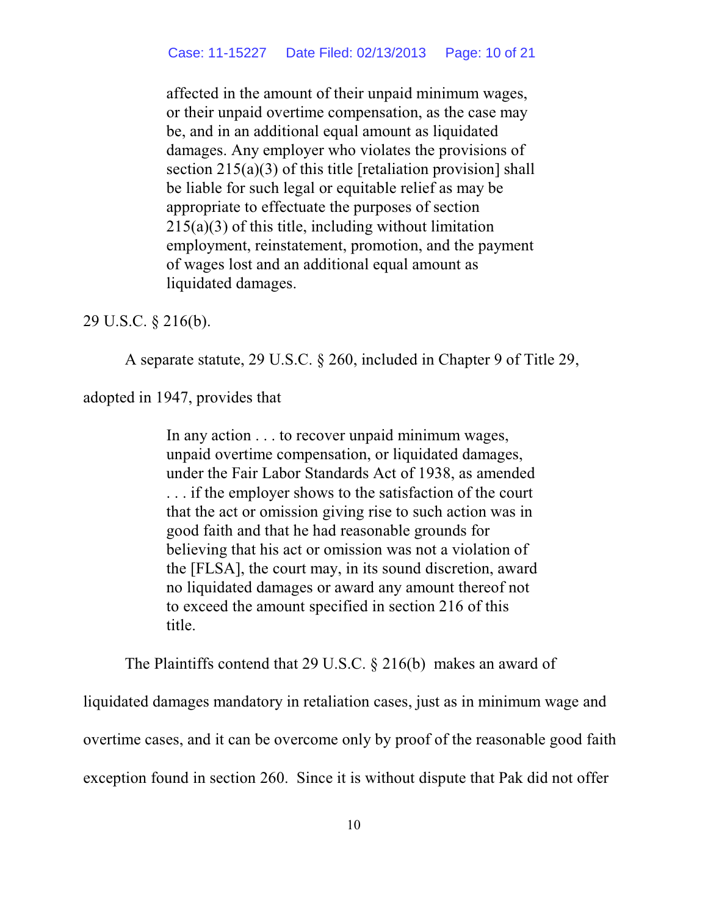> affected in the amount of their unpaid minimum wages, or their unpaid overtime compensation, as the case may be, and in an additional equal amount as liquidated damages. Any employer who violates the provisions of section 215(a)(3) of this title [retaliation provision] shall be liable for such legal or equitable relief as may be appropriate to effectuate the purposes of section 215(a)(3) of this title, including without limitation employment, reinstatement, promotion, and the payment of wages lost and an additional equal amount as liquidated damages.

29 U.S.C. § 216(b).

A separate statute, 29 U.S.C. § 260, included in Chapter 9 of Title 29, adopted in 1947, provides that

> In any action . . . to recover unpaid minimum wages, unpaid overtime compensation, or liquidated damages, under the Fair Labor Standards Act of 1938, as amended . . . if the employer shows to the satisfaction of the court that the act or omission giving rise to such action was in good faith and that he had reasonable grounds for believing that his act or omission was not a violation of the [FLSA], the court may, in its sound discretion, award no liquidated damages or award any amount thereof not to exceed the amount specified in section 216 of this title.

The Plaintiffs contend that 29 U.S.C. § 216(b) makes an award of liquidated damages mandatory in retaliation cases, just as in minimum wage and overtime cases, and it can be overcome only by proof of the reasonable good faith exception found in section 260. Since it is without dispute that Pak did not offer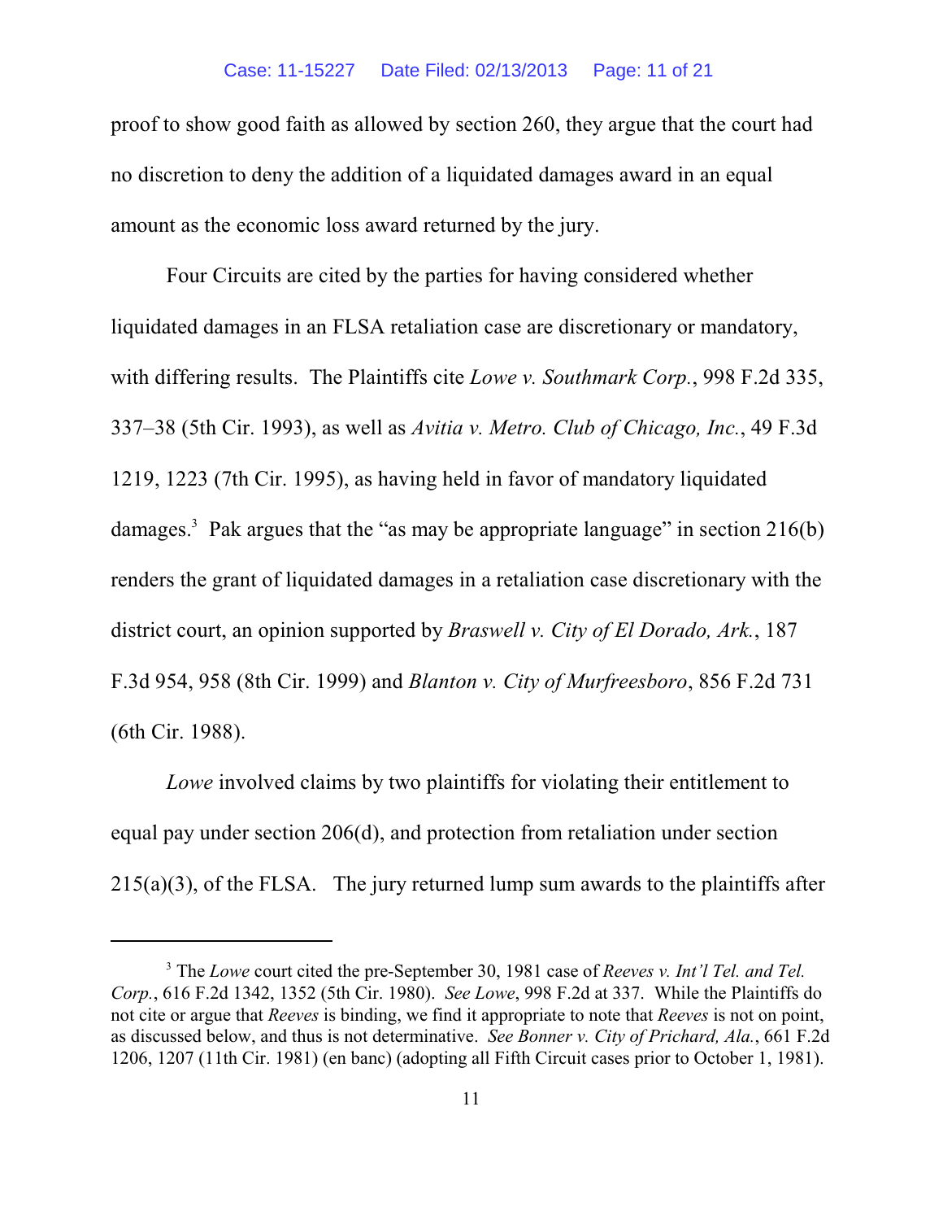proof to show good faith as allowed by section 260, they argue that the court had no discretion to deny the addition of a liquidated damages award in an equal amount as the economic loss award returned by the jury.

Four Circuits are cited by the parties for having considered whether liquidated damages in an FLSA retaliation case are discretionary or mandatory, with differing results. The Plaintiffs cite *Lowe v. Southmark Corp.*, 998 F.2d 335, 337–38 (5th Cir. 1993), as well as *Avitia v. Metro. Club of Chicago, Inc.*, 49 F.3d 1219, 1223 (7th Cir. 1995), as having held in favor of mandatory liquidated damages.[3] Pak argues that the "as may be appropriate language" in section 216(b) renders the grant of liquidated damages in a retaliation case discretionary with the district court, an opinion supported by *Braswell v. City of El Dorado, Ark.*, 187 F.3d 954, 958 (8th Cir. 1999) and *Blanton v. City of Murfreesboro*, 856 F.2d 731 (6th Cir. 1988).

*Lowe* involved claims by two plaintiffs for violating their entitlement to equal pay under section 206(d), and protection from retaliation under section 215(a)(3), of the FLSA. The jury returned lump sum awards to the plaintiffs after

---

[3] The *Lowe* court cited the pre-September 30, 1981 case of *Reeves v. Int'l Tel. and Tel. Corp.*, 616 F.2d 1342, 1352 (5th Cir. 1980). *See Lowe*, 998 F.2d at 337. While the Plaintiffs do not cite or argue that *Reeves* is binding, we find it appropriate to note that *Reeves* is not on point, as discussed below, and thus is not determinative. *See Bonner v. City of Prichard, Ala.*, 661 F.2d 1206, 1207 (11th Cir. 1981) (en banc) (adopting all Fifth Circuit cases prior to October 1, 1981).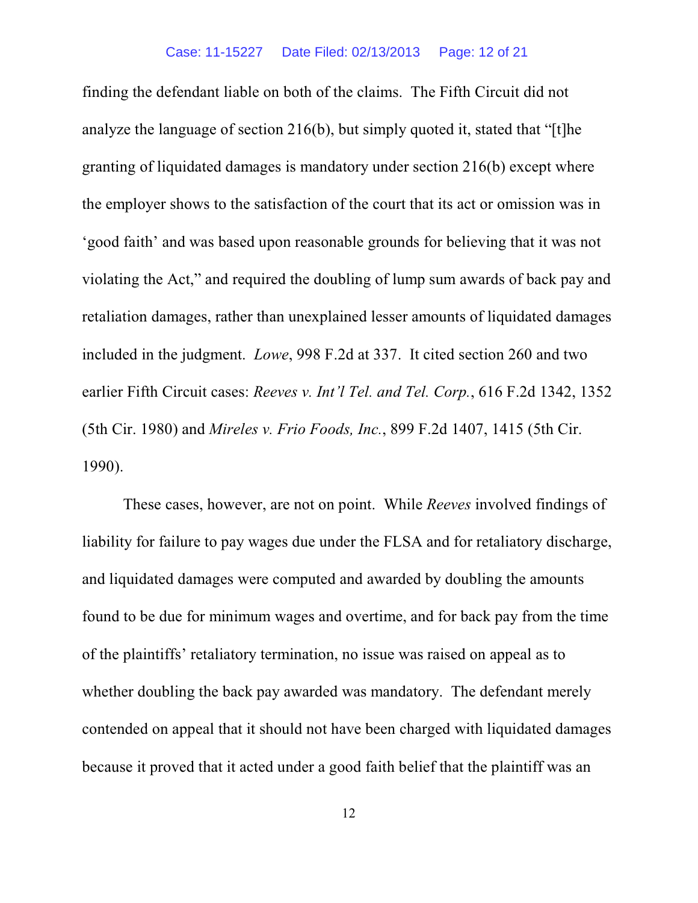finding the defendant liable on both of the claims. The Fifth Circuit did not analyze the language of section 216(b), but simply quoted it, stated that "[t]he granting of liquidated damages is mandatory under section 216(b) except where the employer shows to the satisfaction of the court that its act or omission was in 'good faith' and was based upon reasonable grounds for believing that it was not violating the Act," and required the doubling of lump sum awards of back pay and retaliation damages, rather than unexplained lesser amounts of liquidated damages included in the judgment. *Lowe*, 998 F.2d at 337. It cited section 260 and two earlier Fifth Circuit cases: *Reeves v. Int'l Tel. and Tel. Corp.*, 616 F.2d 1342, 1352 (5th Cir. 1980) and *Mireles v. Frio Foods, Inc.*, 899 F.2d 1407, 1415 (5th Cir. 1990).

These cases, however, are not on point. While *Reeves* involved findings of liability for failure to pay wages due under the FLSA and for retaliatory discharge, and liquidated damages were computed and awarded by doubling the amounts found to be due for minimum wages and overtime, and for back pay from the time of the plaintiffs' retaliatory termination, no issue was raised on appeal as to whether doubling the back pay awarded was mandatory. The defendant merely contended on appeal that it should not have been charged with liquidated damages because it proved that it acted under a good faith belief that the plaintiff was an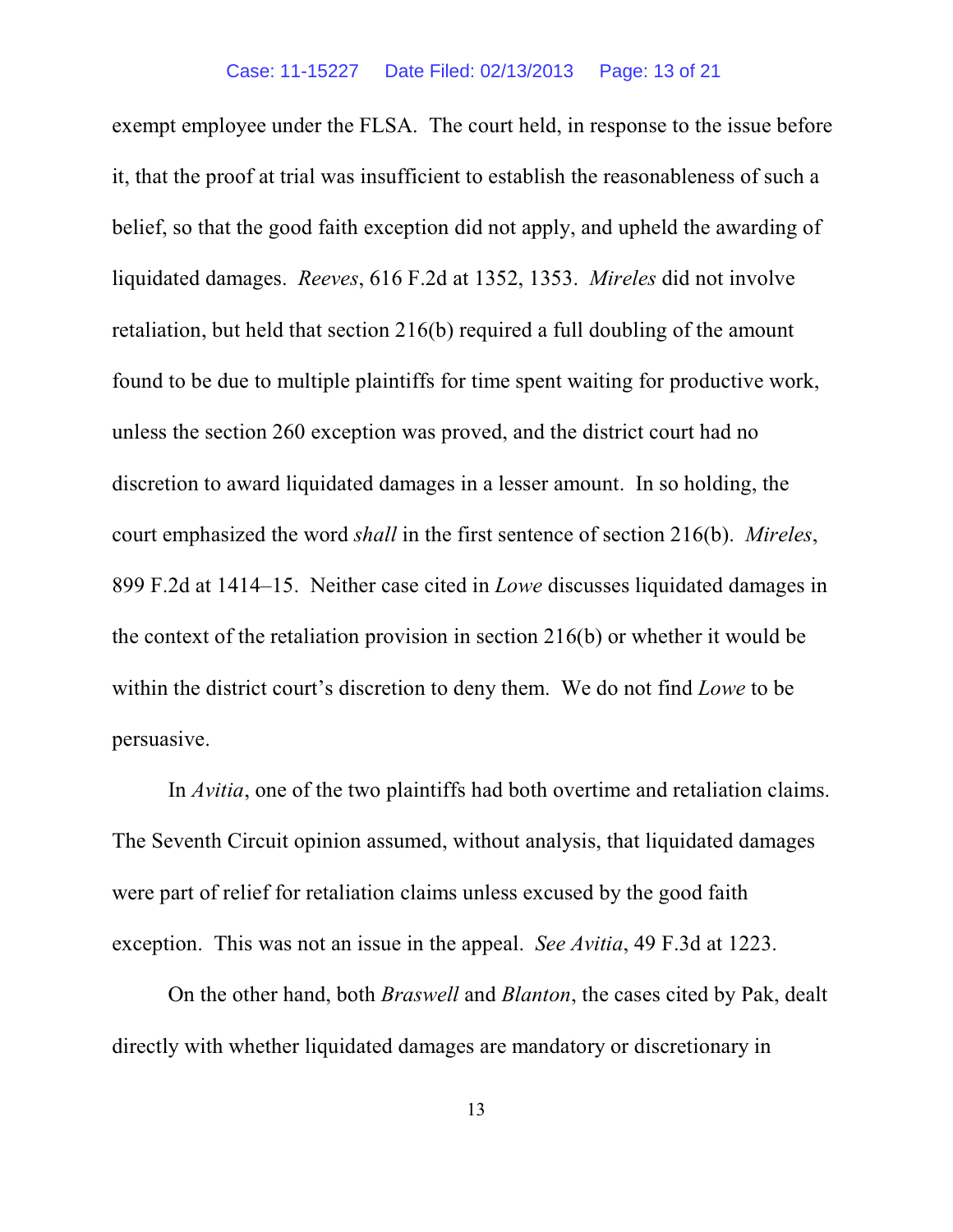exempt employee under the FLSA. The court held, in response to the issue before it, that the proof at trial was insufficient to establish the reasonableness of such a belief, so that the good faith exception did not apply, and upheld the awarding of liquidated damages. *Reeves*, 616 F.2d at 1352, 1353. *Mireles* did not involve retaliation, but held that section 216(b) required a full doubling of the amount found to be due to multiple plaintiffs for time spent waiting for productive work, unless the section 260 exception was proved, and the district court had no discretion to award liquidated damages in a lesser amount. In so holding, the court emphasized the word *shall* in the first sentence of section 216(b). *Mireles*, 899 F.2d at 1414–15. Neither case cited in *Lowe* discusses liquidated damages in the context of the retaliation provision in section 216(b) or whether it would be within the district court's discretion to deny them. We do not find *Lowe* to be persuasive.

In *Avitia*, one of the two plaintiffs had both overtime and retaliation claims. The Seventh Circuit opinion assumed, without analysis, that liquidated damages were part of relief for retaliation claims unless excused by the good faith exception. This was not an issue in the appeal. *See Avitia*, 49 F.3d at 1223.

On the other hand, both *Braswell* and *Blanton*, the cases cited by Pak, dealt directly with whether liquidated damages are mandatory or discretionary in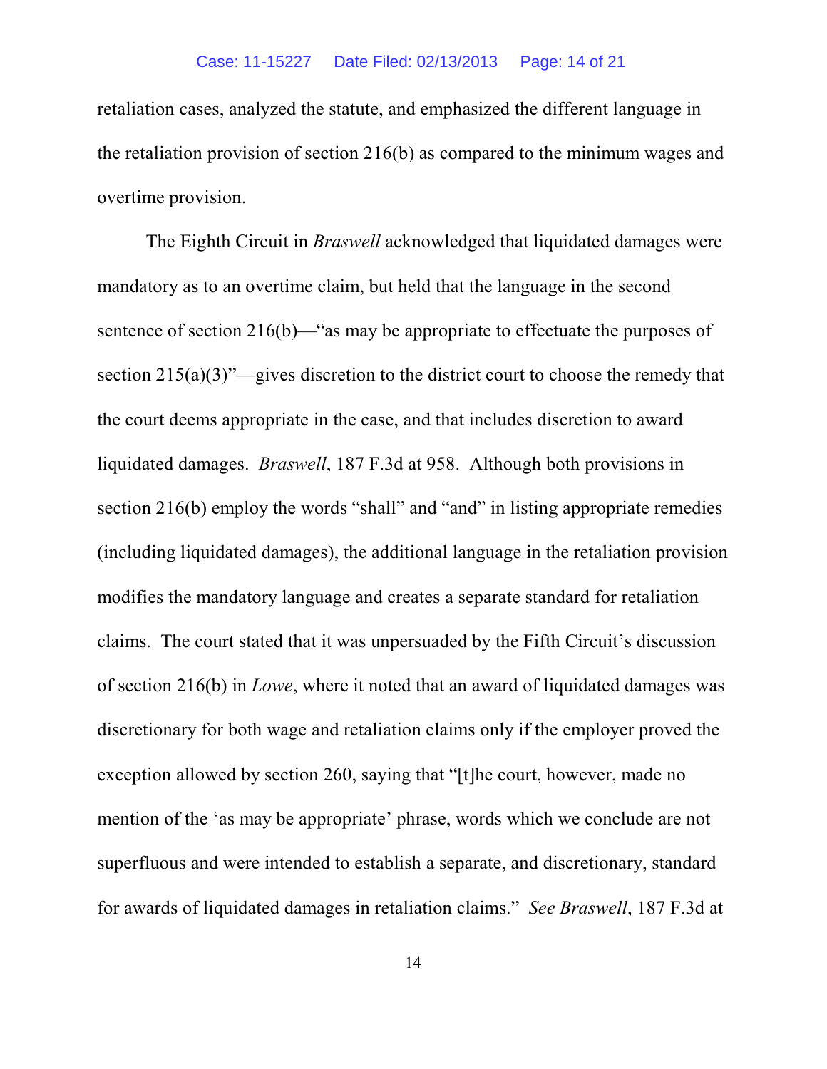retaliation cases, analyzed the statute, and emphasized the different language in the retaliation provision of section 216(b) as compared to the minimum wages and overtime provision.

The Eighth Circuit in *Braswell* acknowledged that liquidated damages were mandatory as to an overtime claim, but held that the language in the second sentence of section 216(b)—"as may be appropriate to effectuate the purposes of section 215(a)(3)"—gives discretion to the district court to choose the remedy that the court deems appropriate in the case, and that includes discretion to award liquidated damages. *Braswell*, 187 F.3d at 958. Although both provisions in section 216(b) employ the words "shall" and "and" in listing appropriate remedies (including liquidated damages), the additional language in the retaliation provision modifies the mandatory language and creates a separate standard for retaliation claims. The court stated that it was unpersuaded by the Fifth Circuit's discussion of section 216(b) in *Lowe*, where it noted that an award of liquidated damages was discretionary for both wage and retaliation claims only if the employer proved the exception allowed by section 260, saying that "[t]he court, however, made no mention of the 'as may be appropriate' phrase, words which we conclude are not superfluous and were intended to establish a separate, and discretionary, standard for awards of liquidated damages in retaliation claims." *See Braswell*, 187 F.3d at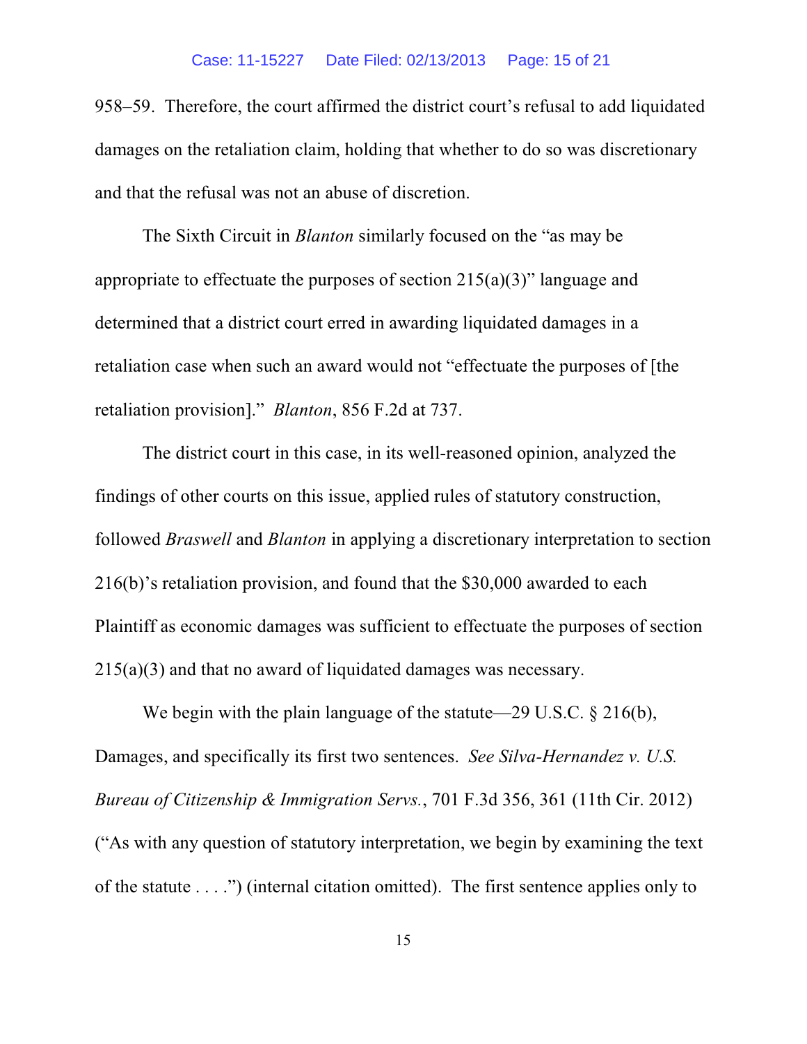958–59. Therefore, the court affirmed the district court's refusal to add liquidated damages on the retaliation claim, holding that whether to do so was discretionary and that the refusal was not an abuse of discretion.

The Sixth Circuit in *Blanton* similarly focused on the "as may be appropriate to effectuate the purposes of section 215(a)(3)" language and determined that a district court erred in awarding liquidated damages in a retaliation case when such an award would not "effectuate the purposes of [the retaliation provision]." *Blanton*, 856 F.2d at 737.

The district court in this case, in its well-reasoned opinion, analyzed the findings of other courts on this issue, applied rules of statutory construction, followed *Braswell* and *Blanton* in applying a discretionary interpretation to section 216(b)'s retaliation provision, and found that the $30,000 awarded to each Plaintiff as economic damages was sufficient to effectuate the purposes of section 215(a)(3) and that no award of liquidated damages was necessary.

We begin with the plain language of the statute—29 U.S.C. § 216(b), Damages, and specifically its first two sentences. *See Silva-Hernandez v. U.S. Bureau of Citizenship & Immigration Servs.*, 701 F.3d 356, 361 (11th Cir. 2012) ("As with any question of statutory interpretation, we begin by examining the text of the statute . . . .") (internal citation omitted). The first sentence applies only to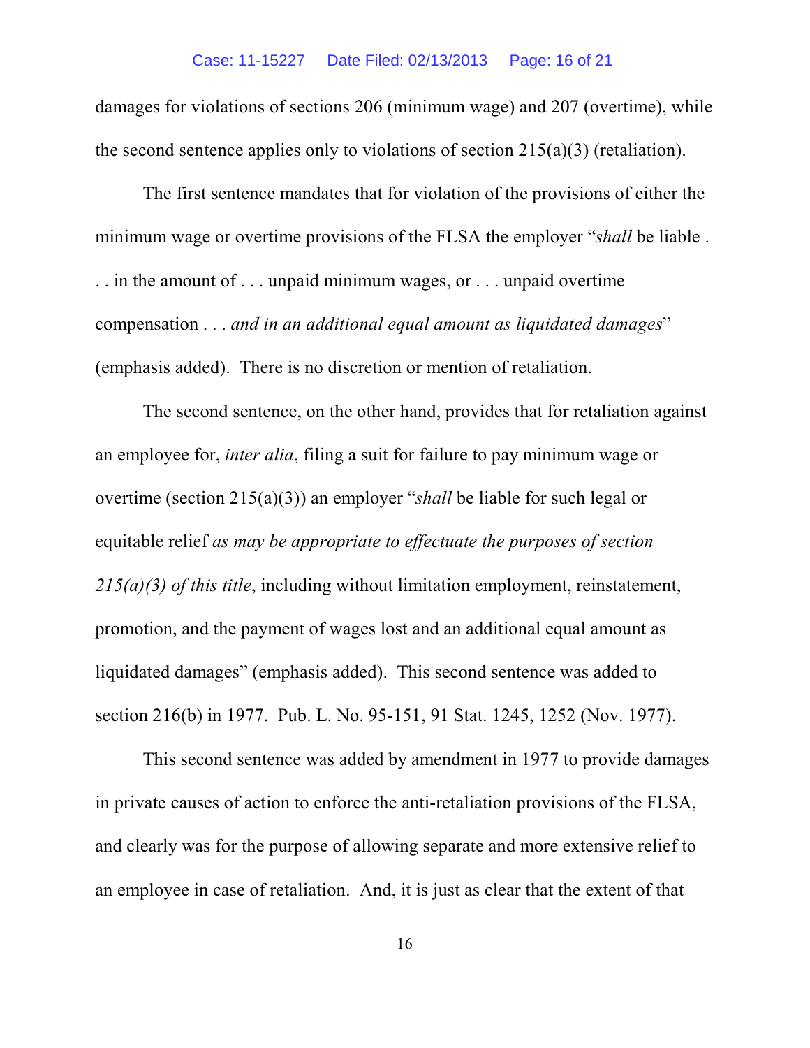damages for violations of sections 206 (minimum wage) and 207 (overtime), while the second sentence applies only to violations of section 215(a)(3) (retaliation).

The first sentence mandates that for violation of the provisions of either the minimum wage or overtime provisions of the FLSA the employer "*shall* be liable . . . in the amount of . . . unpaid minimum wages, or . . . unpaid overtime compensation . . . *and in an additional equal amount as liquidated damages*" (emphasis added). There is no discretion or mention of retaliation.

The second sentence, on the other hand, provides that for retaliation against an employee for, *inter alia*, filing a suit for failure to pay minimum wage or overtime (section 215(a)(3)) an employer "*shall* be liable for such legal or equitable relief *as may be appropriate to effectuate the purposes of section 215(a)(3) of this title*, including without limitation employment, reinstatement, promotion, and the payment of wages lost and an additional equal amount as liquidated damages" (emphasis added). This second sentence was added to section 216(b) in 1977. Pub. L. No. 95-151, 91 Stat. 1245, 1252 (Nov. 1977).

This second sentence was added by amendment in 1977 to provide damages in private causes of action to enforce the anti-retaliation provisions of the FLSA, and clearly was for the purpose of allowing separate and more extensive relief to an employee in case of retaliation. And, it is just as clear that the extent of that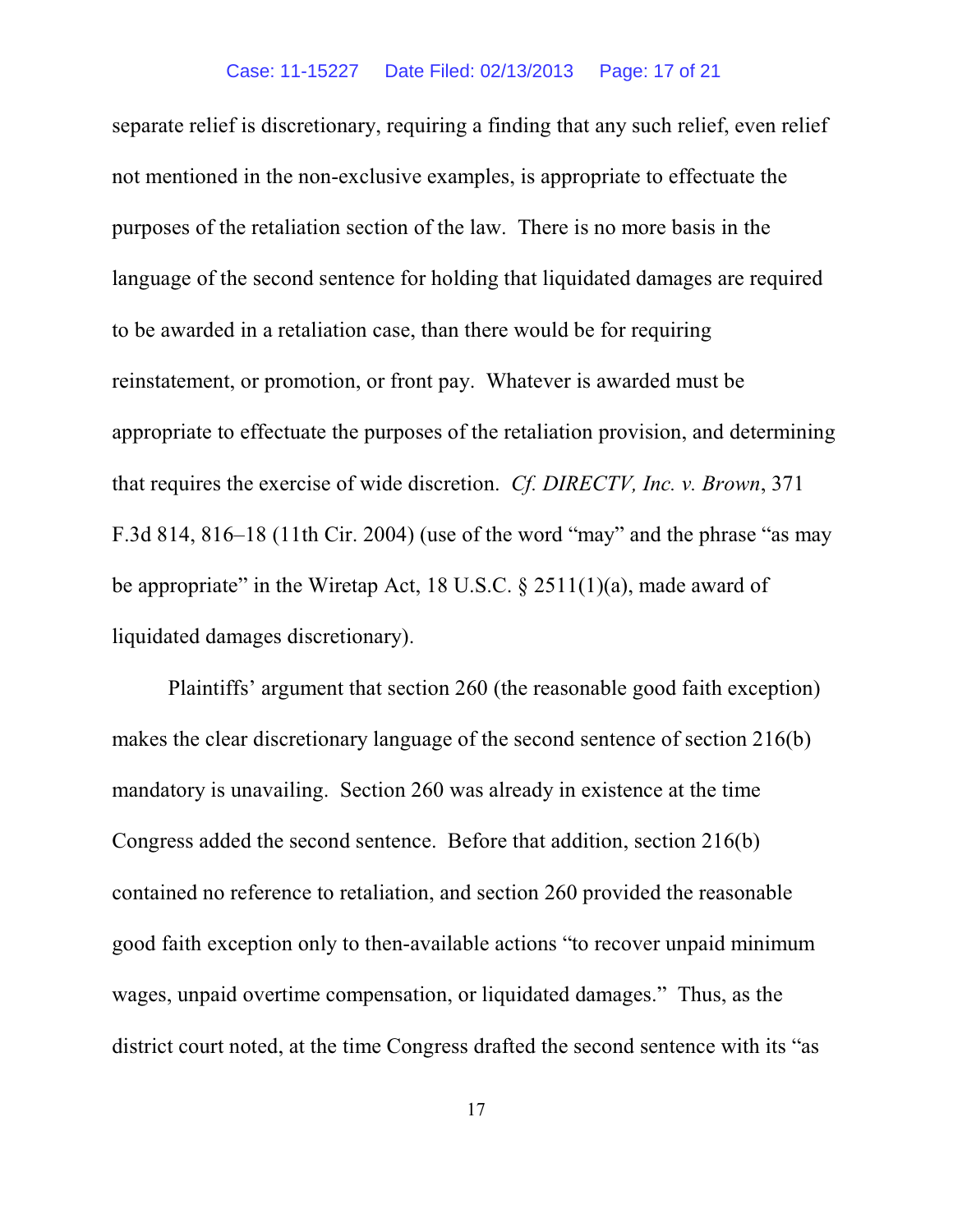separate relief is discretionary, requiring a finding that any such relief, even relief not mentioned in the non-exclusive examples, is appropriate to effectuate the purposes of the retaliation section of the law. There is no more basis in the language of the second sentence for holding that liquidated damages are required to be awarded in a retaliation case, than there would be for requiring reinstatement, or promotion, or front pay. Whatever is awarded must be appropriate to effectuate the purposes of the retaliation provision, and determining that requires the exercise of wide discretion. *Cf. DIRECTV, Inc. v. Brown*, 371 F.3d 814, 816–18 (11th Cir. 2004) (use of the word "may" and the phrase "as may be appropriate" in the Wiretap Act, 18 U.S.C. § 2511(1)(a), made award of liquidated damages discretionary).

Plaintiffs' argument that section 260 (the reasonable good faith exception) makes the clear discretionary language of the second sentence of section 216(b) mandatory is unavailing. Section 260 was already in existence at the time Congress added the second sentence. Before that addition, section 216(b) contained no reference to retaliation, and section 260 provided the reasonable good faith exception only to then-available actions "to recover unpaid minimum wages, unpaid overtime compensation, or liquidated damages." Thus, as the district court noted, at the time Congress drafted the second sentence with its "as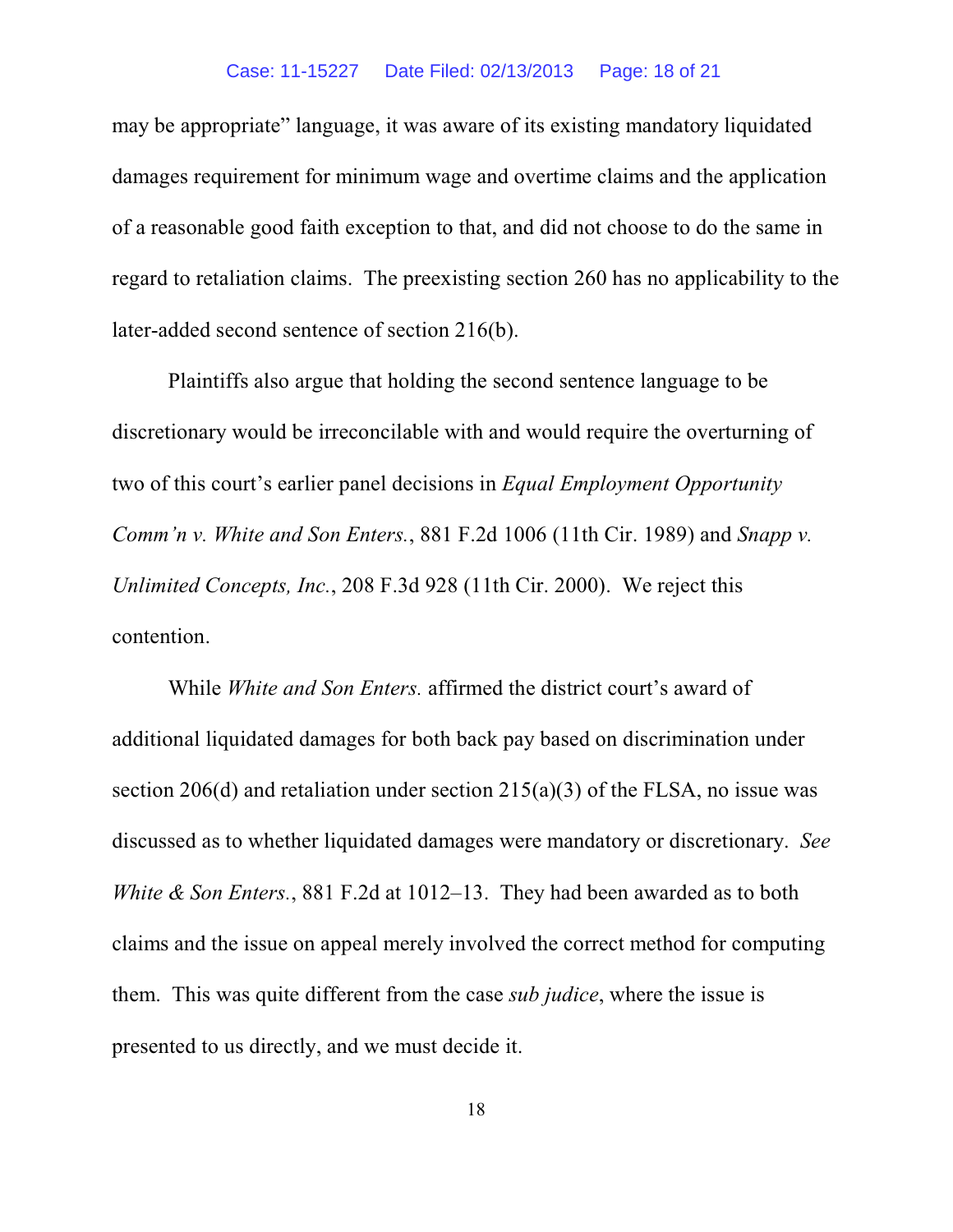may be appropriate" language, it was aware of its existing mandatory liquidated damages requirement for minimum wage and overtime claims and the application of a reasonable good faith exception to that, and did not choose to do the same in regard to retaliation claims. The preexisting section 260 has no applicability to the later-added second sentence of section 216(b).

Plaintiffs also argue that holding the second sentence language to be discretionary would be irreconcilable with and would require the overturning of two of this court's earlier panel decisions in *Equal Employment Opportunity Comm'n v. White and Son Enters.*, 881 F.2d 1006 (11th Cir. 1989) and *Snapp v. Unlimited Concepts, Inc.*, 208 F.3d 928 (11th Cir. 2000). We reject this contention.

While *White and Son Enters.* affirmed the district court's award of additional liquidated damages for both back pay based on discrimination under section 206(d) and retaliation under section 215(a)(3) of the FLSA, no issue was discussed as to whether liquidated damages were mandatory or discretionary. *See White & Son Enters.*, 881 F.2d at 1012–13. They had been awarded as to both claims and the issue on appeal merely involved the correct method for computing them. This was quite different from the case *sub judice*, where the issue is presented to us directly, and we must decide it.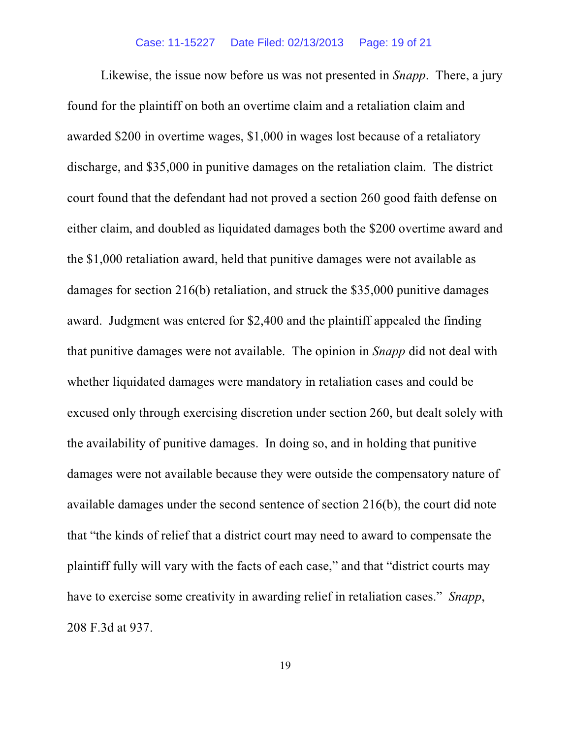Likewise, the issue now before us was not presented in *Snapp*. There, a jury found for the plaintiff on both an overtime claim and a retaliation claim and awarded $200 in overtime wages, $1,000 in wages lost because of a retaliatory discharge, and $35,000 in punitive damages on the retaliation claim. The district court found that the defendant had not proved a section 260 good faith defense on either claim, and doubled as liquidated damages both the $200 overtime award and the $1,000 retaliation award, held that punitive damages were not available as damages for section 216(b) retaliation, and struck the $35,000 punitive damages award. Judgment was entered for $2,400 and the plaintiff appealed the finding that punitive damages were not available. The opinion in *Snapp* did not deal with whether liquidated damages were mandatory in retaliation cases and could be excused only through exercising discretion under section 260, but dealt solely with the availability of punitive damages. In doing so, and in holding that punitive damages were not available because they were outside the compensatory nature of available damages under the second sentence of section 216(b), the court did note that "the kinds of relief that a district court may need to award to compensate the plaintiff fully will vary with the facts of each case," and that "district courts may have to exercise some creativity in awarding relief in retaliation cases." *Snapp*, 208 F.3d at 937.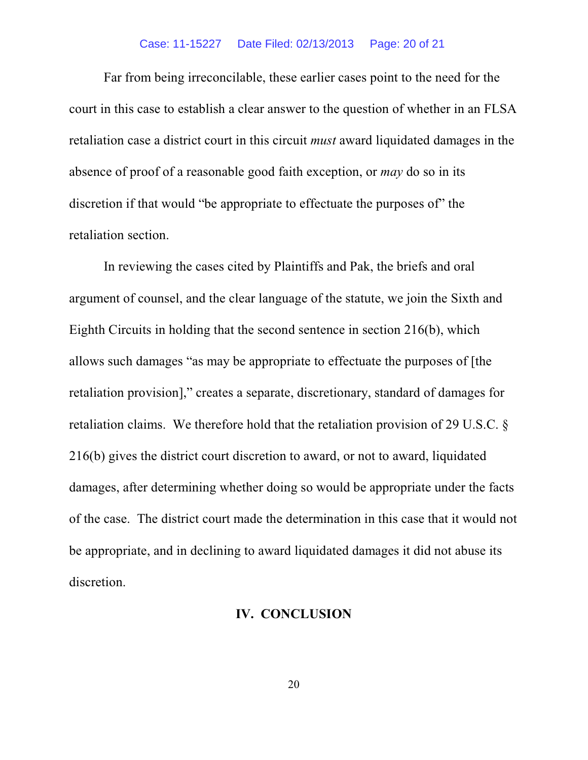Far from being irreconcilable, these earlier cases point to the need for the court in this case to establish a clear answer to the question of whether in an FLSA retaliation case a district court in this circuit *must* award liquidated damages in the absence of proof of a reasonable good faith exception, or *may* do so in its discretion if that would "be appropriate to effectuate the purposes of" the retaliation section.

In reviewing the cases cited by Plaintiffs and Pak, the briefs and oral argument of counsel, and the clear language of the statute, we join the Sixth and Eighth Circuits in holding that the second sentence in section 216(b), which allows such damages "as may be appropriate to effectuate the purposes of [the retaliation provision]," creates a separate, discretionary, standard of damages for retaliation claims. We therefore hold that the retaliation provision of 29 U.S.C. § 216(b) gives the district court discretion to award, or not to award, liquidated damages, after determining whether doing so would be appropriate under the facts of the case. The district court made the determination in this case that it would not be appropriate, and in declining to award liquidated damages it did not abuse its discretion.

## IV. CONCLUSION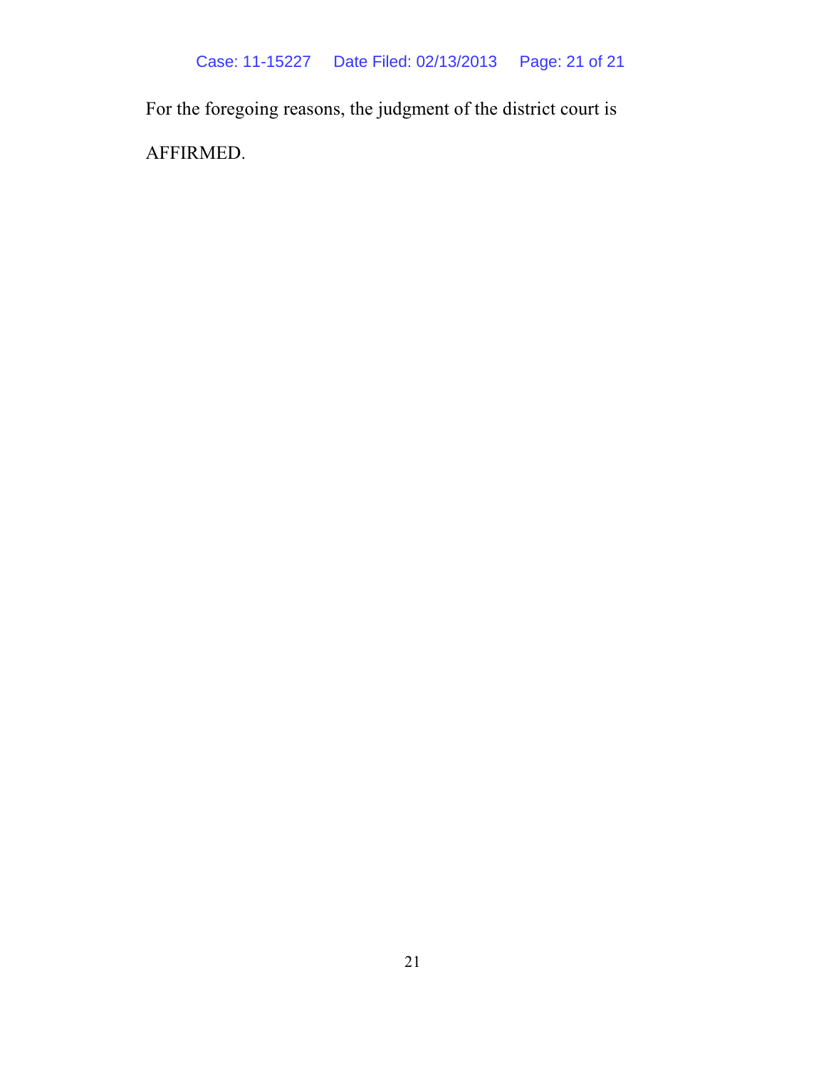For the foregoing reasons, the judgment of the district court is

AFFIRMED.